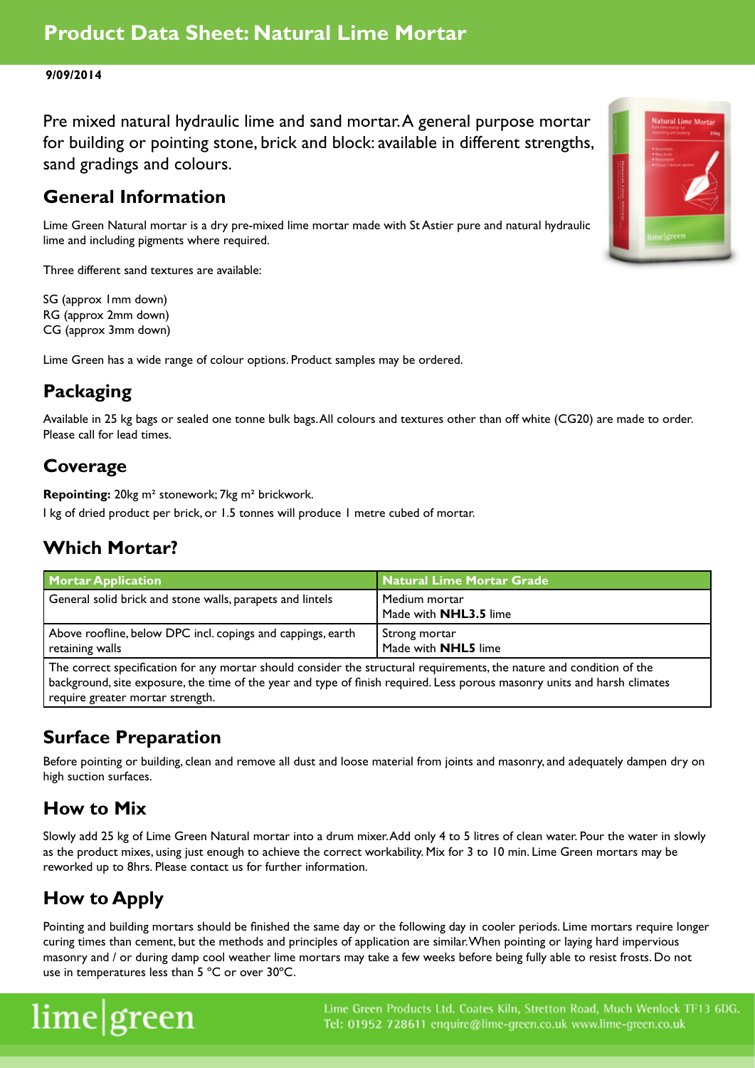# Product Data Sheet: Natural Lime Mortar

**9/09/2014**

Pre mixed natural hydraulic lime and sand mortar. A general purpose mortar for building or pointing stone, brick and block: available in different strengths, sand gradings and colours.

## General Information

Lime Green Natural mortar is a dry pre-mixed lime mortar made with St Astier pure and natural hydraulic lime and including pigments where required.

Three different sand textures are available:

SG (approx 1mm down)
RG (approx 2mm down)
CG (approx 3mm down)

Lime Green has a wide range of colour options. Product samples may be ordered.

## Packaging

Available in 25 kg bags or sealed one tonne bulk bags. All colours and textures other than off white (CG20) are made to order. Please call for lead times.

## Coverage

**Repointing:** 20kg m² stonework; 7kg m² brickwork.
1 kg of dried product per brick, or 1.5 tonnes will produce 1 metre cubed of mortar.

## Which Mortar?

| Mortar Application | Natural Lime Mortar Grade |
|---|---|
| General solid brick and stone walls, parapets and lintels | Medium mortar<br>Made with **NHL3.5** lime |
| Above roofline, below DPC incl. copings and cappings, earth retaining walls | Strong mortar<br>Made with **NHL5** lime |
| The correct specification for any mortar should consider the structural requirements, the nature and condition of the background, site exposure, the time of the year and type of finish required. Less porous masonry units and harsh climates require greater mortar strength. | |

## Surface Preparation

Before pointing or building, clean and remove all dust and loose material from joints and masonry, and adequately dampen dry on high suction surfaces.

## How to Mix

Slowly add 25 kg of Lime Green Natural mortar into a drum mixer. Add only 4 to 5 litres of clean water. Pour the water in slowly as the product mixes, using just enough to achieve the correct workability. Mix for 3 to 10 min. Lime Green mortars may be reworked up to 8hrs. Please contact us for further information.

## How to Apply

Pointing and building mortars should be finished the same day or the following day in cooler periods. Lime mortars require longer curing times than cement, but the methods and principles of application are similar. When pointing or laying hard impervious masonry and / or during damp cool weather lime mortars may take a few weeks before being fully able to resist frosts. Do not use in temperatures less than 5 °C or over 30°C.

lime|green

Lime Green Products Ltd. Coates Kiln, Stretton Road, Much Wenlock TF13 6DG.
Tel: 01952 728611 enquire@lime-green.co.uk www.lime-green.co.uk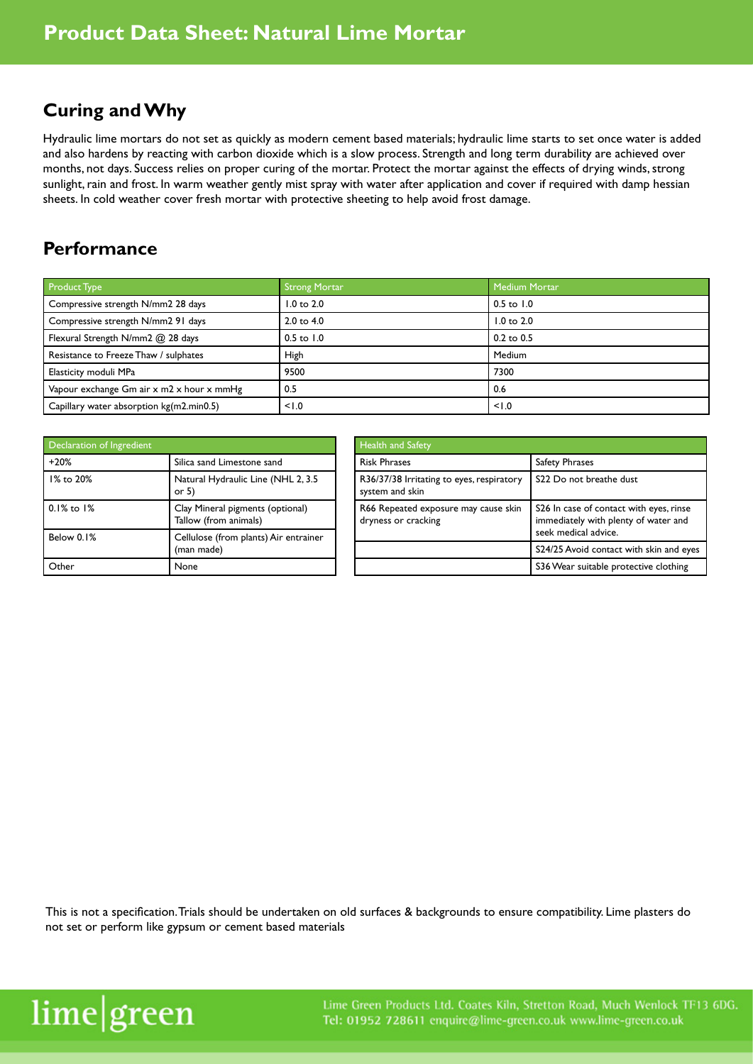# Product Data Sheet: Natural Lime Mortar

## Curing and Why

Hydraulic lime mortars do not set as quickly as modern cement based materials; hydraulic lime starts to set once water is added and also hardens by reacting with carbon dioxide which is a slow process. Strength and long term durability are achieved over months, not days. Success relies on proper curing of the mortar. Protect the mortar against the effects of drying winds, strong sunlight, rain and frost. In warm weather gently mist spray with water after application and cover if required with damp hessian sheets. In cold weather cover fresh mortar with protective sheeting to help avoid frost damage.

## Performance

| Product Type | Strong Mortar | Medium Mortar |
|---|---|---|
| Compressive strength N/mm2 28 days | 1.0 to 2.0 | 0.5 to 1.0 |
| Compressive strength N/mm2 91 days | 2.0 to 4.0 | 1.0 to 2.0 |
| Flexural Strength N/mm2 @ 28 days | 0.5 to 1.0 | 0.2 to 0.5 |
| Resistance to Freeze Thaw / sulphates | High | Medium |
| Elasticity moduli MPa | 9500 | 7300 |
| Vapour exchange Gm air x m2 x hour x mmHg | 0.5 | 0.6 |
| Capillary water absorption kg(m2.min0.5) | <1.0 | <1.0 |

| Declaration of Ingredient | |
|---|---|
| +20% | Silica sand Limestone sand |
| 1% to 20% | Natural Hydraulic Line (NHL 2, 3.5 or 5) |
| 0.1% to 1% | Clay Mineral pigments (optional) Tallow (from animals) |
| Below 0.1% | Cellulose (from plants) Air entrainer (man made) |
| Other | None |

| Health and Safety | |
|---|---|
| Risk Phrases | Safety Phrases |
| R36/37/38 Irritating to eyes, respiratory system and skin | S22 Do not breathe dust |
| R66 Repeated exposure may cause skin dryness or cracking | S26 In case of contact with eyes, rinse immediately with plenty of water and seek medical advice. |
| | S24/25 Avoid contact with skin and eyes |
| | S36 Wear suitable protective clothing |

This is not a specification. Trials should be undertaken on old surfaces & backgrounds to ensure compatibility. Lime plasters do not set or perform like gypsum or cement based materials

lime|green

Lime Green Products Ltd. Coates Kiln, Stretton Road, Much Wenlock TF13 6DG.
Tel: 01952 728611 enquire@lime-green.co.uk www.lime-green.co.uk